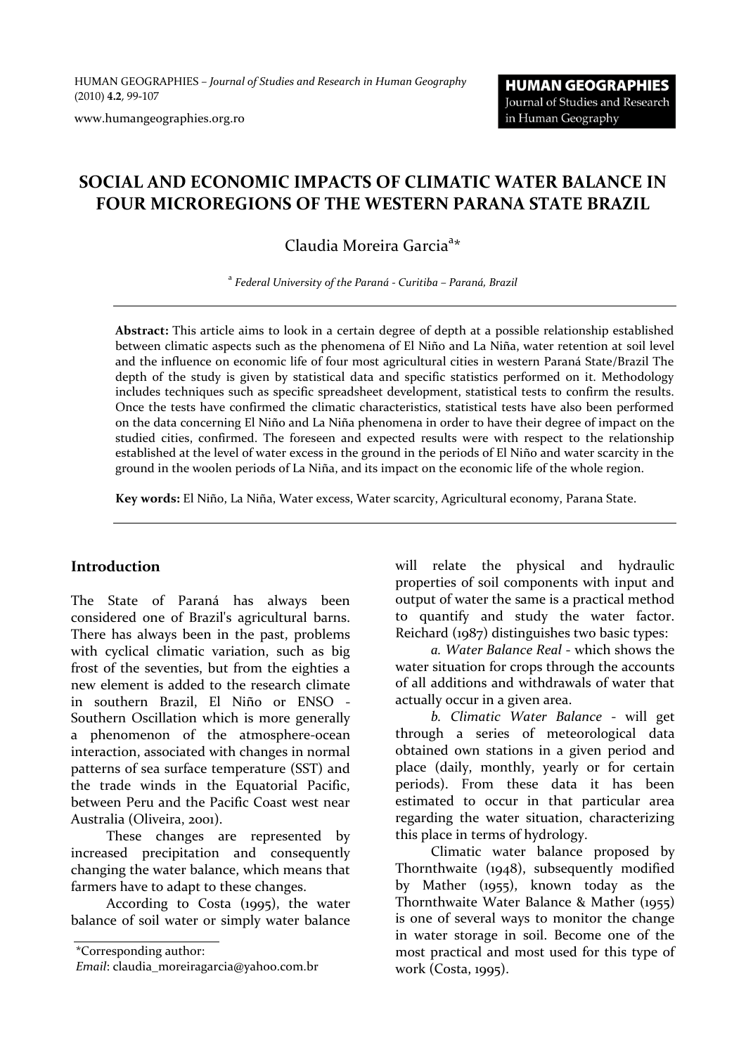# SOCIAL AND ECONOMIC IMPACTS OF CLIMATIC WATER BALANCE IN FOUR MICROREGIONS OF THE WESTERN PARANA STATE BRAZIL

Claudia Moreira Garcia[a]*

[a] *Federal University of the Paraná - Curitiba – Paraná, Brazil*

---

**Abstract:** This article aims to look in a certain degree of depth at a possible relationship established between climatic aspects such as the phenomena of El Niño and La Niña, water retention at soil level and the influence on economic life of four most agricultural cities in western Paraná State/Brazil The depth of the study is given by statistical data and specific statistics performed on it. Methodology includes techniques such as specific spreadsheet development, statistical tests to confirm the results. Once the tests have confirmed the climatic characteristics, statistical tests have also been performed on the data concerning El Niño and La Niña phenomena in order to have their degree of impact on the studied cities, confirmed. The foreseen and expected results were with respect to the relationship established at the level of water excess in the ground in the periods of El Niño and water scarcity in the ground in the woolen periods of La Niña, and its impact on the economic life of the whole region.

**Key words:** El Niño, La Niña, Water excess, Water scarcity, Agricultural economy, Parana State.

---

## Introduction

The State of Paraná has always been considered one of Brazil's agricultural barns. There has always been in the past, problems with cyclical climatic variation, such as big frost of the seventies, but from the eighties a new element is added to the research climate in southern Brazil, El Niño or ENSO - Southern Oscillation which is more generally a phenomenon of the atmosphere-ocean interaction, associated with changes in normal patterns of sea surface temperature (SST) and the trade winds in the Equatorial Pacific, between Peru and the Pacific Coast west near Australia (Oliveira, 2001).

These changes are represented by increased precipitation and consequently changing the water balance, which means that farmers have to adapt to these changes.

According to Costa (1995), the water balance of soil water or simply water balance will relate the physical and hydraulic properties of soil components with input and output of water the same is a practical method to quantify and study the water factor. Reichard (1987) distinguishes two basic types:

*a. Water Balance Real* - which shows the water situation for crops through the accounts of all additions and withdrawals of water that actually occur in a given area.

*b. Climatic Water Balance* - will get through a series of meteorological data obtained own stations in a given period and place (daily, monthly, yearly or for certain periods). From these data it has been estimated to occur in that particular area regarding the water situation, characterizing this place in terms of hydrology.

Climatic water balance proposed by Thornthwaite (1948), subsequently modified by Mather (1955), known today as the Thornthwaite Water Balance & Mather (1955) is one of several ways to monitor the change in water storage in soil. Become one of the most practical and most used for this type of work (Costa, 1995).

---

*Corresponding author:
*Email*: claudia_moreiragarcia@yahoo.com.br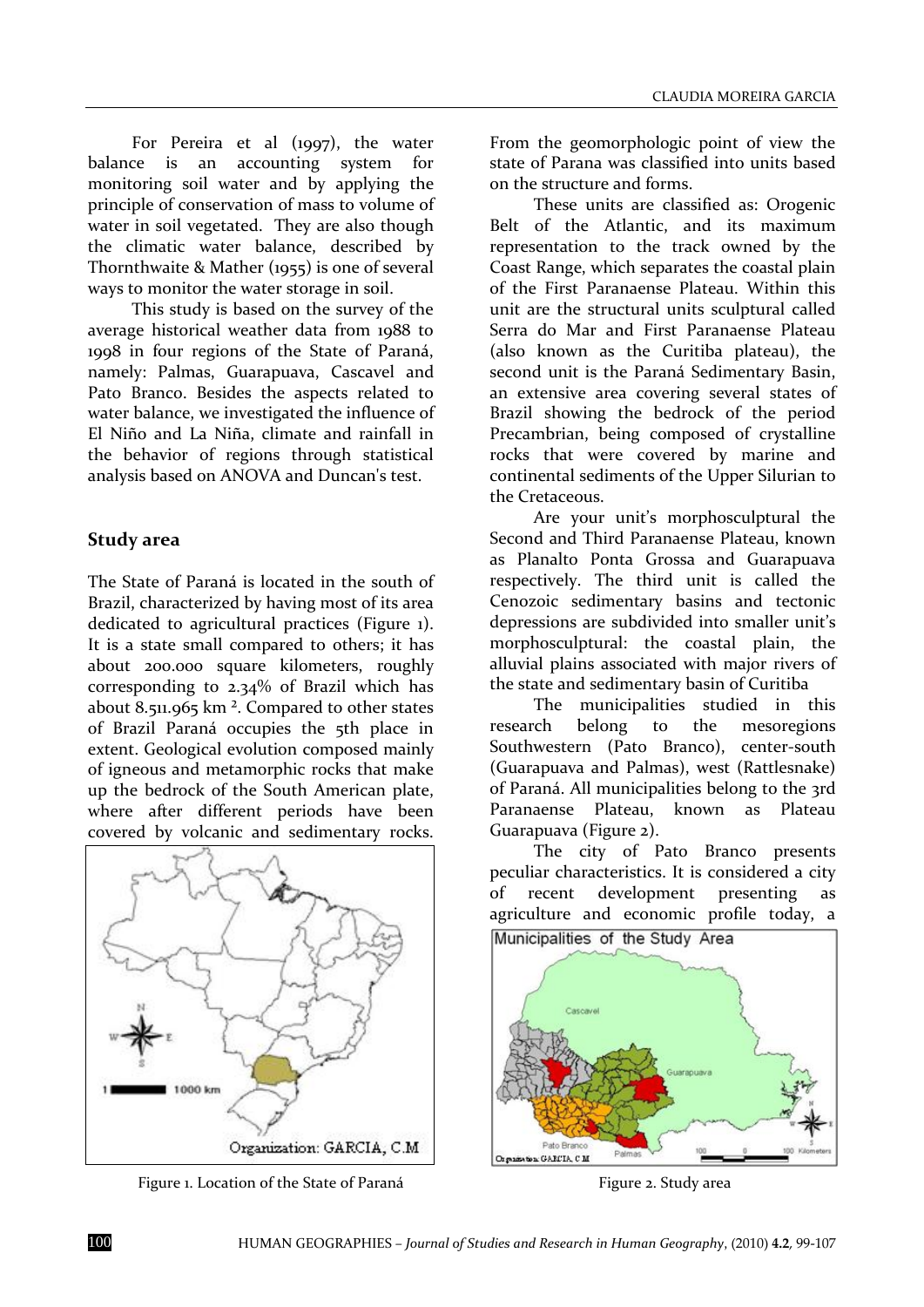For Pereira et al (1997), the water balance is an accounting system for monitoring soil water and by applying the principle of conservation of mass to volume of water in soil vegetated. They are also though the climatic water balance, described by Thornthwaite & Mather (1955) is one of several ways to monitor the water storage in soil.

This study is based on the survey of the average historical weather data from 1988 to 1998 in four regions of the State of Paraná, namely: Palmas, Guarapuava, Cascavel and Pato Branco. Besides the aspects related to water balance, we investigated the influence of El Niño and La Niña, climate and rainfall in the behavior of regions through statistical analysis based on ANOVA and Duncan's test.

## Study area

The State of Paraná is located in the south of Brazil, characterized by having most of its area dedicated to agricultural practices (Figure 1). It is a state small compared to others; it has about 200.000 square kilometers, roughly corresponding to 2.34% of Brazil which has about 8.511.965 km $^2$. Compared to other states of Brazil Paraná occupies the 5th place in extent. Geological evolution composed mainly of igneous and metamorphic rocks that make up the bedrock of the South American plate, where after different periods have been covered by volcanic and sedimentary rocks.

Figure 1. Location of the State of Paraná

From the geomorphologic point of view the state of Parana was classified into units based on the structure and forms.

These units are classified as: Orogenic Belt of the Atlantic, and its maximum representation to the track owned by the Coast Range, which separates the coastal plain of the First Paranaense Plateau. Within this unit are the structural units sculptural called Serra do Mar and First Paranaense Plateau (also known as the Curitiba plateau), the second unit is the Paraná Sedimentary Basin, an extensive area covering several states of Brazil showing the bedrock of the period Precambrian, being composed of crystalline rocks that were covered by marine and continental sediments of the Upper Silurian to the Cretaceous.

Are your unit's morphosculptural the Second and Third Paranaense Plateau, known as Planalto Ponta Grossa and Guarapuava respectively. The third unit is called the Cenozoic sedimentary basins and tectonic depressions are subdivided into smaller unit's morphosculptural: the coastal plain, the alluvial plains associated with major rivers of the state and sedimentary basin of Curitiba

The municipalities studied in this research belong to the mesoregions Southwestern (Pato Branco), center-south (Guarapuava and Palmas), west (Rattlesnake) of Paraná. All municipalities belong to the 3rd Paranaense Plateau, known as Plateau Guarapuava (Figure 2).

The city of Pato Branco presents peculiar characteristics. It is considered a city of recent development presenting as agriculture and economic profile today, a

Figure 2. Study area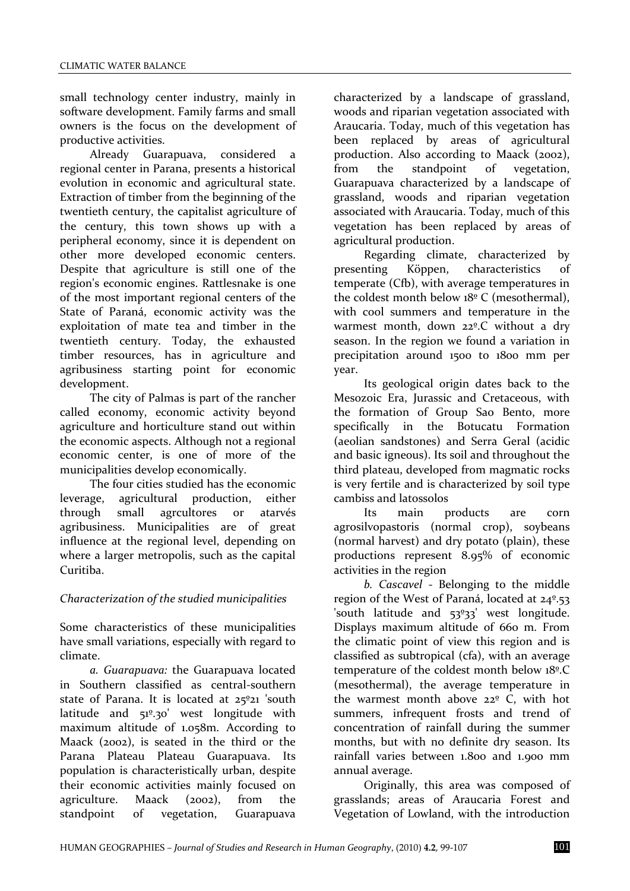small technology center industry, mainly in software development. Family farms and small owners is the focus on the development of productive activities.

Already Guarapuava, considered a regional center in Parana, presents a historical evolution in economic and agricultural state. Extraction of timber from the beginning of the twentieth century, the capitalist agriculture of the century, this town shows up with a peripheral economy, since it is dependent on other more developed economic centers. Despite that agriculture is still one of the region's economic engines. Rattlesnake is one of the most important regional centers of the State of Paraná, economic activity was the exploitation of mate tea and timber in the twentieth century. Today, the exhausted timber resources, has in agriculture and agribusiness starting point for economic development.

The city of Palmas is part of the rancher called economy, economic activity beyond agriculture and horticulture stand out within the economic aspects. Although not a regional economic center, is one of more of the municipalities develop economically.

The four cities studied has the economic leverage, agricultural production, either through small agrcultores or atarvés agribusiness. Municipalities are of great influence at the regional level, depending on where a larger metropolis, such as the capital Curitiba.

*Characterization of the studied municipalities*

Some characteristics of these municipalities have small variations, especially with regard to climate.

*a. Guarapuava:* the Guarapuava located in Southern classified as central-southern state of Parana. It is located at 25º21 'south latitude and 51º.30' west longitude with maximum altitude of 1.058m. According to Maack (2002), is seated in the third or the Parana Plateau Plateau Guarapuava. Its population is characteristically urban, despite their economic activities mainly focused on agriculture. Maack (2002), from the standpoint of vegetation, Guarapuava characterized by a landscape of grassland, woods and riparian vegetation associated with Araucaria. Today, much of this vegetation has been replaced by areas of agricultural production. Also according to Maack (2002), from the standpoint of vegetation, Guarapuava characterized by a landscape of grassland, woods and riparian vegetation associated with Araucaria. Today, much of this vegetation has been replaced by areas of agricultural production.

Regarding climate, characterized by presenting Köppen, characteristics of temperate (Cfb), with average temperatures in the coldest month below 18º C (mesothermal), with cool summers and temperature in the warmest month, down 22º.C without a dry season. In the region we found a variation in precipitation around 1500 to 1800 mm per year.

Its geological origin dates back to the Mesozoic Era, Jurassic and Cretaceous, with the formation of Group Sao Bento, more specifically in the Botucatu Formation (aeolian sandstones) and Serra Geral (acidic and basic igneous). Its soil and throughout the third plateau, developed from magmatic rocks is very fertile and is characterized by soil type cambiss and latossolos

Its main products are corn agrosilvopastoris (normal crop), soybeans (normal harvest) and dry potato (plain), these productions represent 8.95% of economic activities in the region

*b. Cascavel* - Belonging to the middle region of the West of Paraná, located at 24º.53 'south latitude and 53º33' west longitude. Displays maximum altitude of 660 m. From the climatic point of view this region and is classified as subtropical (cfa), with an average temperature of the coldest month below 18º.C (mesothermal), the average temperature in the warmest month above 22º C, with hot summers, infrequent frosts and trend of concentration of rainfall during the summer months, but with no definite dry season. Its rainfall varies between 1.800 and 1.900 mm annual average.

Originally, this area was composed of grasslands; areas of Araucaria Forest and Vegetation of Lowland, with the introduction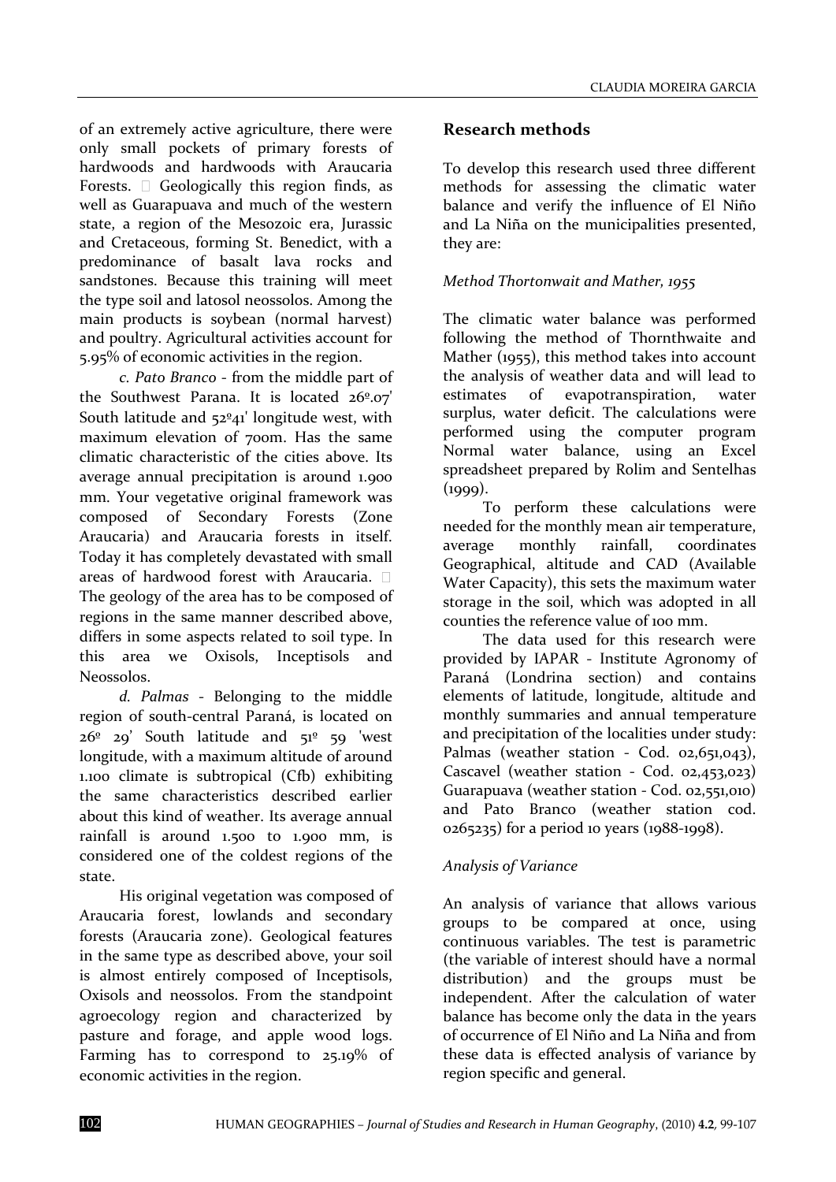of an extremely active agriculture, there were only small pockets of primary forests of hardwoods and hardwoods with Araucaria Forests.  Geologically this region finds, as well as Guarapuava and much of the western state, a region of the Mesozoic era, Jurassic and Cretaceous, forming St. Benedict, with a predominance of basalt lava rocks and sandstones. Because this training will meet the type soil and latosol neossolos. Among the main products is soybean (normal harvest) and poultry. Agricultural activities account for 5.95% of economic activities in the region.

*c. Pato Branco* - from the middle part of the Southwest Parana. It is located 26º.07' South latitude and 52º41' longitude west, with maximum elevation of 700m. Has the same climatic characteristic of the cities above. Its average annual precipitation is around 1.900 mm. Your vegetative original framework was composed of Secondary Forests (Zone Araucaria) and Araucaria forests in itself. Today it has completely devastated with small areas of hardwood forest with Araucaria.  The geology of the area has to be composed of regions in the same manner described above, differs in some aspects related to soil type. In this area we Oxisols, Inceptisols and Neossolos.

*d. Palmas* - Belonging to the middle region of south-central Paraná, is located on 26º 29' South latitude and 51º 59 'west longitude, with a maximum altitude of around 1.100 climate is subtropical (Cfb) exhibiting the same characteristics described earlier about this kind of weather. Its average annual rainfall is around 1.500 to 1.900 mm, is considered one of the coldest regions of the state.

His original vegetation was composed of Araucaria forest, lowlands and secondary forests (Araucaria zone). Geological features in the same type as described above, your soil is almost entirely composed of Inceptisols, Oxisols and neossolos. From the standpoint agroecology region and characterized by pasture and forage, and apple wood logs. Farming has to correspond to 25.19% of economic activities in the region.

## Research methods

To develop this research used three different methods for assessing the climatic water balance and verify the influence of El Niño and La Niña on the municipalities presented, they are:

*Method Thortonwait and Mather, 1955*

The climatic water balance was performed following the method of Thornthwaite and Mather (1955), this method takes into account the analysis of weather data and will lead to estimates of evapotranspiration, water surplus, water deficit. The calculations were performed using the computer program Normal water balance, using an Excel spreadsheet prepared by Rolim and Sentelhas (1999).

To perform these calculations were needed for the monthly mean air temperature, average monthly rainfall, coordinates Geographical, altitude and CAD (Available Water Capacity), this sets the maximum water storage in the soil, which was adopted in all counties the reference value of 100 mm.

The data used for this research were provided by IAPAR - Institute Agronomy of Paraná (Londrina section) and contains elements of latitude, longitude, altitude and monthly summaries and annual temperature and precipitation of the localities under study: Palmas (weather station - Cod. 02,651,043), Cascavel (weather station - Cod. 02,453,023) Guarapuava (weather station - Cod. 02,551,010) and Pato Branco (weather station cod. 0265235) for a period 10 years (1988-1998).

*Analysis of Variance*

An analysis of variance that allows various groups to be compared at once, using continuous variables. The test is parametric (the variable of interest should have a normal distribution) and the groups must be independent. After the calculation of water balance has become only the data in the years of occurrence of El Niño and La Niña and from these data is effected analysis of variance by region specific and general.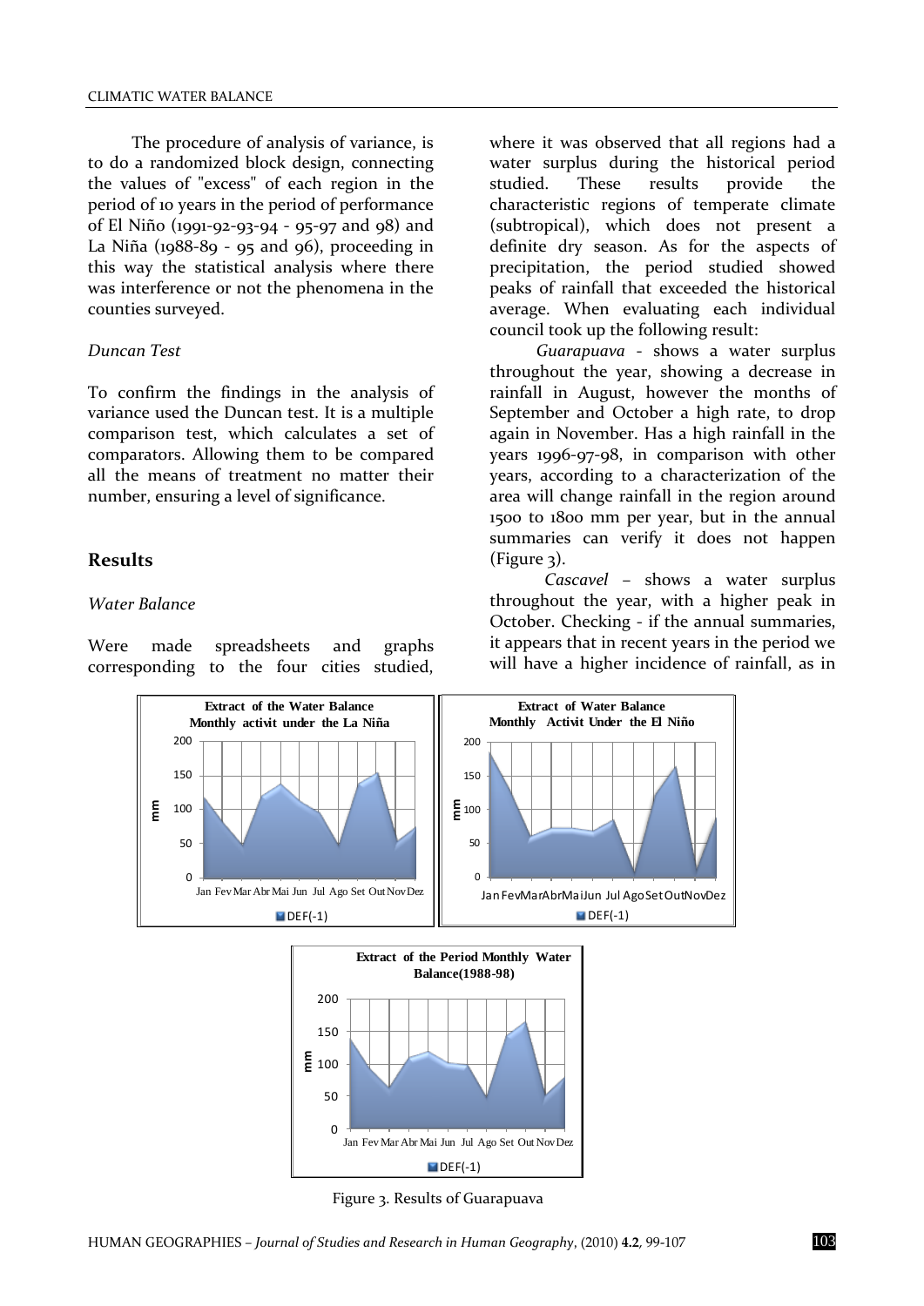The procedure of analysis of variance, is to do a randomized block design, connecting the values of "excess" of each region in the period of 10 years in the period of performance of El Niño (1991-92-93-94 - 95-97 and 98) and La Niña (1988-89 - 95 and 96), proceeding in this way the statistical analysis where there was interference or not the phenomena in the counties surveyed.

*Duncan Test*

To confirm the findings in the analysis of variance used the Duncan test. It is a multiple comparison test, which calculates a set of comparators. Allowing them to be compared all the means of treatment no matter their number, ensuring a level of significance.

## Results

*Water Balance*

Were made spreadsheets and graphs corresponding to the four cities studied, where it was observed that all regions had a water surplus during the historical period studied. These results provide the characteristic regions of temperate climate (subtropical), which does not present a definite dry season. As for the aspects of precipitation, the period studied showed peaks of rainfall that exceeded the historical average. When evaluating each individual council took up the following result:

*Guarapuava* - shows a water surplus throughout the year, showing a decrease in rainfall in August, however the months of September and October a high rate, to drop again in November. Has a high rainfall in the years 1996-97-98, in comparison with other years, according to a characterization of the area will change rainfall in the region around 1500 to 1800 mm per year, but in the annual summaries can verify it does not happen (Figure 3).

*Cascavel* – shows a water surplus throughout the year, with a higher peak in October. Checking - if the annual summaries, it appears that in recent years in the period we will have a higher incidence of rainfall, as in

Figure 3. Results of Guarapuava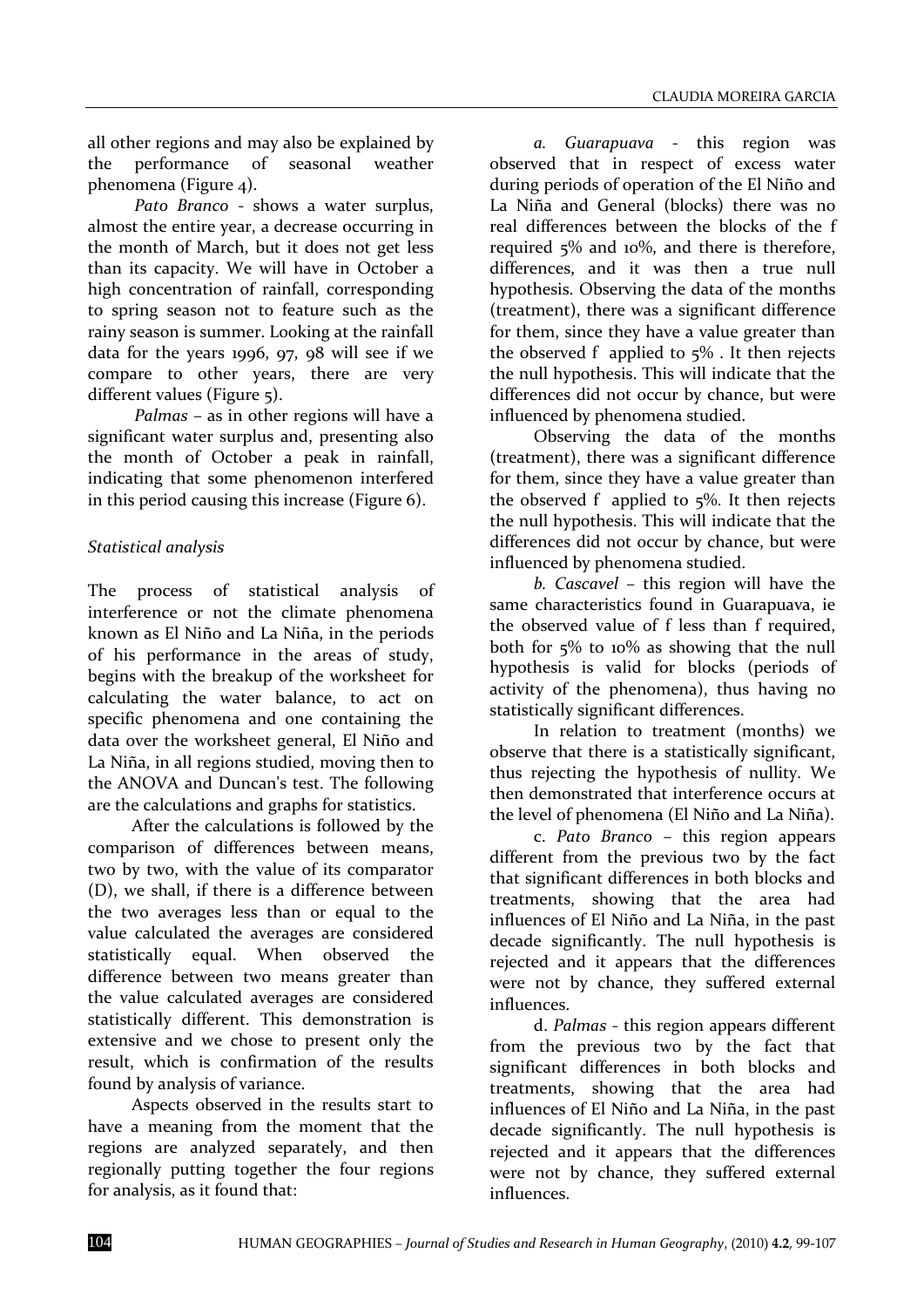all other regions and may also be explained by the performance of seasonal weather phenomena (Figure 4).

*Pato Branco* - shows a water surplus, almost the entire year, a decrease occurring in the month of March, but it does not get less than its capacity. We will have in October a high concentration of rainfall, corresponding to spring season not to feature such as the rainy season is summer. Looking at the rainfall data for the years 1996, 97, 98 will see if we compare to other years, there are very different values (Figure 5).

*Palmas* – as in other regions will have a significant water surplus and, presenting also the month of October a peak in rainfall, indicating that some phenomenon interfered in this period causing this increase (Figure 6).

*Statistical analysis*

The process of statistical analysis of interference or not the climate phenomena known as El Niño and La Niña, in the periods of his performance in the areas of study, begins with the breakup of the worksheet for calculating the water balance, to act on specific phenomena and one containing the data over the worksheet general, El Niño and La Niña, in all regions studied, moving then to the ANOVA and Duncan's test. The following are the calculations and graphs for statistics.

After the calculations is followed by the comparison of differences between means, two by two, with the value of its comparator (D), we shall, if there is a difference between the two averages less than or equal to the value calculated the averages are considered statistically equal. When observed the difference between two means greater than the value calculated averages are considered statistically different. This demonstration is extensive and we chose to present only the result, which is confirmation of the results found by analysis of variance.

Aspects observed in the results start to have a meaning from the moment that the regions are analyzed separately, and then regionally putting together the four regions for analysis, as it found that:

*a. Guarapuava* - this region was observed that in respect of excess water during periods of operation of the El Niño and La Niña and General (blocks) there was no real differences between the blocks of the f required 5% and 10%, and there is therefore, differences, and it was then a true null hypothesis. Observing the data of the months (treatment), there was a significant difference for them, since they have a value greater than the observed f applied to 5% . It then rejects the null hypothesis. This will indicate that the differences did not occur by chance, but were influenced by phenomena studied.

Observing the data of the months (treatment), there was a significant difference for them, since they have a value greater than the observed f applied to 5%. It then rejects the null hypothesis. This will indicate that the differences did not occur by chance, but were influenced by phenomena studied.

*b. Cascavel* – this region will have the same characteristics found in Guarapuava, ie the observed value of f less than f required, both for 5% to 10% as showing that the null hypothesis is valid for blocks (periods of activity of the phenomena), thus having no statistically significant differences.

In relation to treatment (months) we observe that there is a statistically significant, thus rejecting the hypothesis of nullity. We then demonstrated that interference occurs at the level of phenomena (El Niño and La Niña).

c. *Pato Branco* – this region appears different from the previous two by the fact that significant differences in both blocks and treatments, showing that the area had influences of El Niño and La Niña, in the past decade significantly. The null hypothesis is rejected and it appears that the differences were not by chance, they suffered external influences.

d. *Palmas* - this region appears different from the previous two by the fact that significant differences in both blocks and treatments, showing that the area had influences of El Niño and La Niña, in the past decade significantly. The null hypothesis is rejected and it appears that the differences were not by chance, they suffered external influences.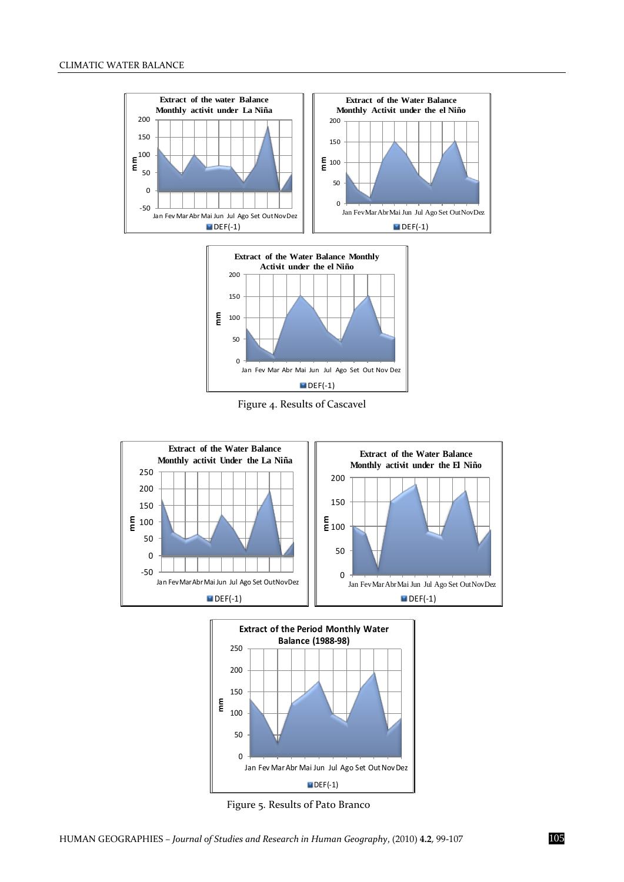Figure 4. Results of Cascavel

Figure 5. Results of Pato Branco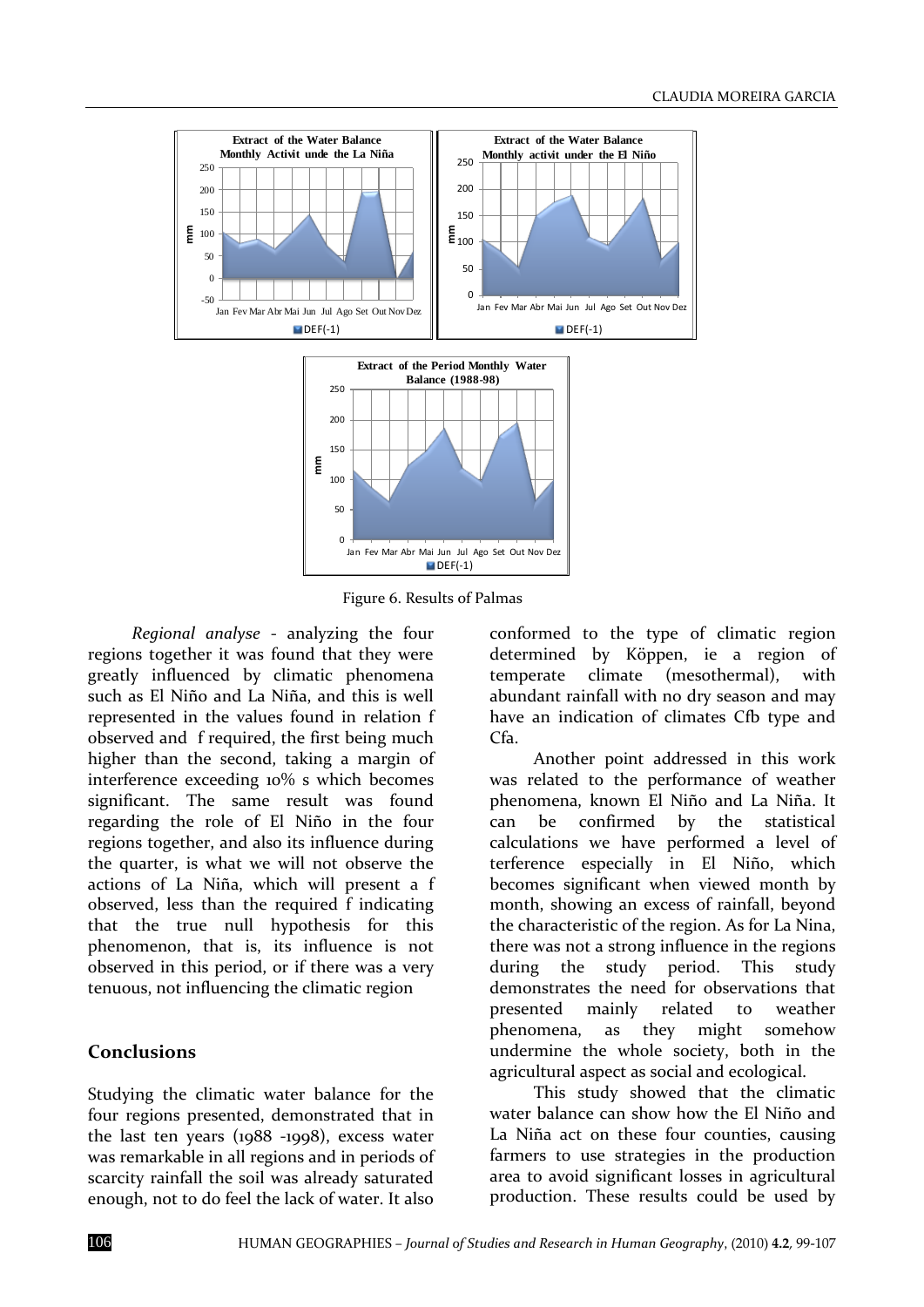Figure 6. Results of Palmas

*Regional analyse* - analyzing the four regions together it was found that they were greatly influenced by climatic phenomena such as El Niño and La Niña, and this is well represented in the values found in relation f observed and f required, the first being much higher than the second, taking a margin of interference exceeding 10% s which becomes significant. The same result was found regarding the role of El Niño in the four regions together, and also its influence during the quarter, is what we will not observe the actions of La Niña, which will present a f observed, less than the required f indicating that the true null hypothesis for this phenomenon, that is, its influence is not observed in this period, or if there was a very tenuous, not influencing the climatic region

## Conclusions

Studying the climatic water balance for the four regions presented, demonstrated that in the last ten years (1988 -1998), excess water was remarkable in all regions and in periods of scarcity rainfall the soil was already saturated enough, not to do feel the lack of water. It also conformed to the type of climatic region determined by Köppen, ie a region of temperate climate (mesothermal), with abundant rainfall with no dry season and may have an indication of climates Cfb type and Cfa.

Another point addressed in this work was related to the performance of weather phenomena, known El Niño and La Niña. It can be confirmed by the statistical calculations we have performed a level of terference especially in El Niño, which becomes significant when viewed month by month, showing an excess of rainfall, beyond the characteristic of the region. As for La Nina, there was not a strong influence in the regions during the study period. This study demonstrates the need for observations that presented mainly related to weather phenomena, as they might somehow undermine the whole society, both in the agricultural aspect as social and ecological.

This study showed that the climatic water balance can show how the El Niño and La Niña act on these four counties, causing farmers to use strategies in the production area to avoid significant losses in agricultural production. These results could be used by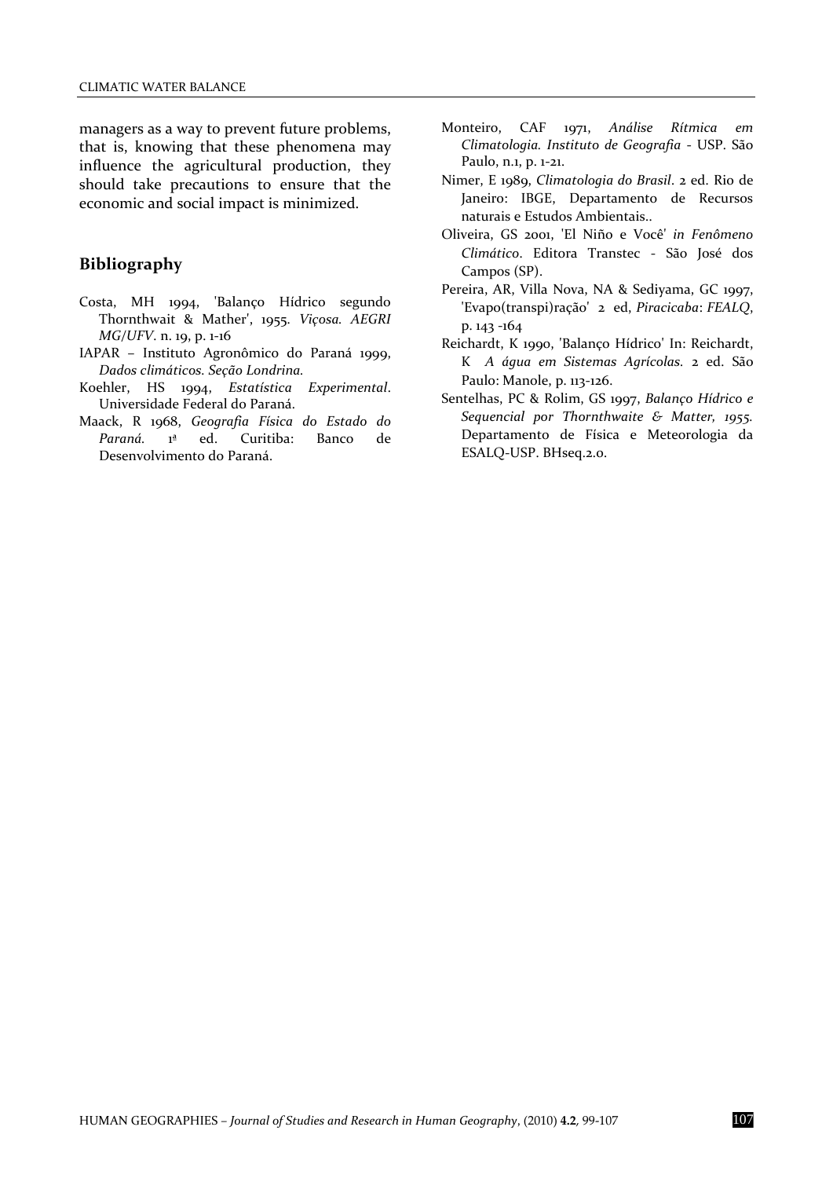managers as a way to prevent future problems, that is, knowing that these phenomena may influence the agricultural production, they should take precautions to ensure that the economic and social impact is minimized.

## Bibliography

Costa, MH 1994, 'Balanço Hídrico segundo Thornthwait & Mather', 1955. *Viçosa. AEGRI MG/UFV*. n. 19, p. 1-16

IAPAR – Instituto Agronômico do Paraná 1999, *Dados climáticos. Seção Londrina.*

Koehler, HS 1994, *Estatística Experimental*. Universidade Federal do Paraná.

Maack, R 1968, *Geografia Física do Estado do Paraná.* 1ª ed. Curitiba: Banco de Desenvolvimento do Paraná.

Monteiro, CAF 1971, *Análise Rítmica em Climatologia. Instituto de Geografia* - USP. São Paulo, n.1, p. 1-21.

Nimer, E 1989, *Climatologia do Brasil*. 2 ed. Rio de Janeiro: IBGE, Departamento de Recursos naturais e Estudos Ambientais..

Oliveira, GS 2001, 'El Niño e Você' *in Fenômeno Climático*. Editora Transtec - São José dos Campos (SP).

Pereira, AR, Villa Nova, NA & Sediyama, GC 1997, 'Evapo(transpi)ração' 2 ed, *Piracicaba*: *FEALQ*, p. 143 -164

Reichardt, K 1990, 'Balanço Hídrico' In: Reichardt, K *A água em Sistemas Agrícolas.* 2 ed. São Paulo: Manole, p. 113-126.

Sentelhas, PC & Rolim, GS 1997, *Balanço Hídrico e Sequencial por Thornthwaite & Matter, 1955.* Departamento de Física e Meteorologia da ESALQ-USP. BHseq.2.0.